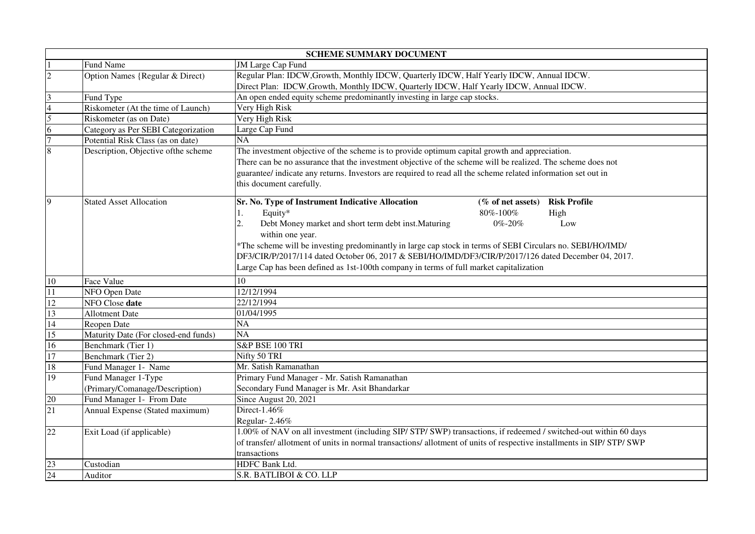| SCHEME SUMMARY DOCUMENT | | |
|---|---|---|
| 1 | Fund Name | JM Large Cap Fund |
| 2 | Option Names {Regular & Direct) | Regular Plan: IDCW,Growth, Monthly IDCW, Quarterly IDCW, Half Yearly IDCW, Annual IDCW.<br>Direct Plan: IDCW,Growth, Monthly IDCW, Quarterly IDCW, Half Yearly IDCW, Annual IDCW. |
| 3 | Fund Type | An open ended equity scheme predominantly investing in large cap stocks. |
| 4 | Riskometer (At the time of Launch) | Very High Risk |
| 5 | Riskometer (as on Date) | Very High Risk |
| 6 | Category as Per SEBI Categorization | Large Cap Fund |
| 7 | Potential Risk Class (as on date) | NA |
| 8 | Description, Objective ofthe scheme | The investment objective of the scheme is to provide optimum capital growth and appreciation.<br>There can be no assurance that the investment objective of the scheme will be realized. The scheme does not guarantee/ indicate any returns. Investors are required to read all the scheme related information set out in this document carefully. |
| 9 | Stated Asset Allocation | **Sr. No. Type of Instrument Indicative Allocation (% of net assets) Risk Profile**<br>1. Equity* 80%-100% High<br>2. Debt Money market and short term debt inst.Maturing within one year. 0%-20% Low<br>*The scheme will be investing predominantly in large cap stock in terms of SEBI Circulars no. SEBI/HO/IMD/DF3/CIR/P/2017/114 dated October 06, 2017 & SEBI/HO/IMD/DF3/CIR/P/2017/126 dated December 04, 2017.<br>Large Cap has been defined as 1st-100th company in terms of full market capitalization |
| 10 | Face Value | 10 |
| 11 | NFO Open Date | 12/12/1994 |
| 12 | NFO Close **date** | 22/12/1994 |
| 13 | Allotment Date | 01/04/1995 |
| 14 | Reopen Date | NA |
| 15 | Maturity Date (For closed-end funds) | NA |
| 16 | Benchmark (Tier 1) | S&P BSE 100 TRI |
| 17 | Benchmark (Tier 2) | Nifty 50 TRI |
| 18 | Fund Manager 1- Name | Mr. Satish Ramanathan |
| 19 | Fund Manager 1-Type (Primary/Comanage/Description) | Primary Fund Manager - Mr. Satish Ramanathan<br>Secondary Fund Manager is Mr. Asit Bhandarkar |
| 20 | Fund Manager 1- From Date | Since August 20, 2021 |
| 21 | Annual Expense (Stated maximum) | Direct-1.46%<br>Regular- 2.46% |
| 22 | Exit Load (if applicable) | 1.00% of NAV on all investment (including SIP/ STP/ SWP) transactions, if redeemed / switched-out within 60 days of transfer/ allotment of units in normal transactions/ allotment of units of respective installments in SIP/ STP/ SWP transactions |
| 23 | Custodian | HDFC Bank Ltd. |
| 24 | Auditor | S.R. BATLIBOI & CO. LLP |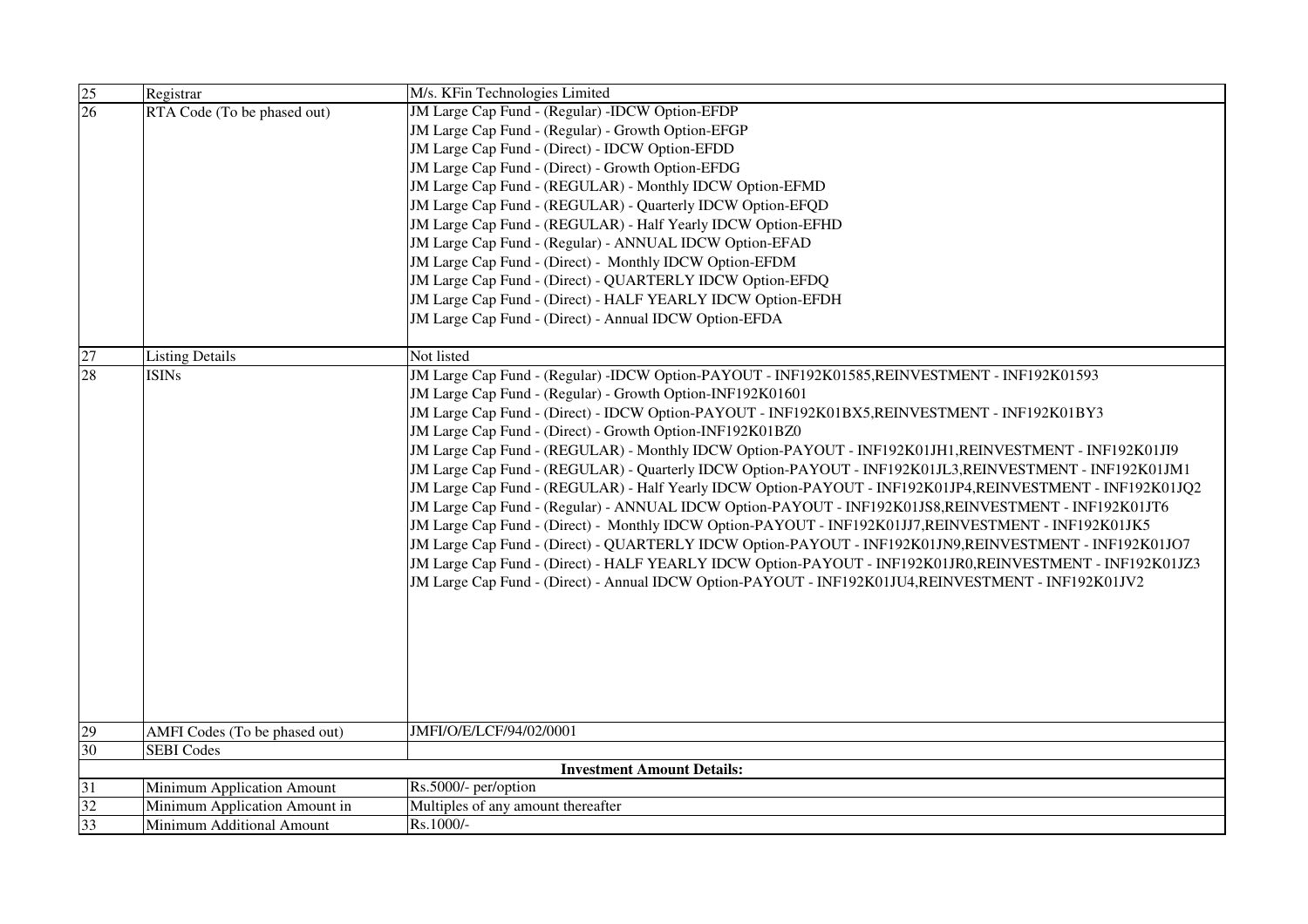| | | |
|---|---|---|
| 25 | Registrar | M/s. KFin Technologies Limited |
| 26 | RTA Code (To be phased out) | JM Large Cap Fund - (Regular) -IDCW Option-EFDP<br>JM Large Cap Fund - (Regular) - Growth Option-EFGP<br>JM Large Cap Fund - (Direct) - IDCW Option-EFDD<br>JM Large Cap Fund - (Direct) - Growth Option-EFDG<br>JM Large Cap Fund - (REGULAR) - Monthly IDCW Option-EFMD<br>JM Large Cap Fund - (REGULAR) - Quarterly IDCW Option-EFQD<br>JM Large Cap Fund - (REGULAR) - Half Yearly IDCW Option-EFHD<br>JM Large Cap Fund - (Regular) - ANNUAL IDCW Option-EFAD<br>JM Large Cap Fund - (Direct) - Monthly IDCW Option-EFDM<br>JM Large Cap Fund - (Direct) - QUARTERLY IDCW Option-EFDQ<br>JM Large Cap Fund - (Direct) - HALF YEARLY IDCW Option-EFDH<br>JM Large Cap Fund - (Direct) - Annual IDCW Option-EFDA |
| 27 | Listing Details | Not listed |
| 28 | ISINs | JM Large Cap Fund - (Regular) -IDCW Option-PAYOUT - INF192K01585,REINVESTMENT - INF192K01593<br>JM Large Cap Fund - (Regular) - Growth Option-INF192K01601<br>JM Large Cap Fund - (Direct) - IDCW Option-PAYOUT - INF192K01BX5,REINVESTMENT - INF192K01BY3<br>JM Large Cap Fund - (Direct) - Growth Option-INF192K01BZ0<br>JM Large Cap Fund - (REGULAR) - Monthly IDCW Option-PAYOUT - INF192K01JH1,REINVESTMENT - INF192K01JI9<br>JM Large Cap Fund - (REGULAR) - Quarterly IDCW Option-PAYOUT - INF192K01JL3,REINVESTMENT - INF192K01JM1<br>JM Large Cap Fund - (REGULAR) - Half Yearly IDCW Option-PAYOUT - INF192K01JP4,REINVESTMENT - INF192K01JQ2<br>JM Large Cap Fund - (Regular) - ANNUAL IDCW Option-PAYOUT - INF192K01JS8,REINVESTMENT - INF192K01JT6<br>JM Large Cap Fund - (Direct) - Monthly IDCW Option-PAYOUT - INF192K01JJ7,REINVESTMENT - INF192K01JK5<br>JM Large Cap Fund - (Direct) - QUARTERLY IDCW Option-PAYOUT - INF192K01JN9,REINVESTMENT - INF192K01JO7<br>JM Large Cap Fund - (Direct) - HALF YEARLY IDCW Option-PAYOUT - INF192K01JR0,REINVESTMENT - INF192K01JZ3<br>JM Large Cap Fund - (Direct) - Annual IDCW Option-PAYOUT - INF192K01JU4,REINVESTMENT - INF192K01JV2 |
| 29 | AMFI Codes (To be phased out) | JMFI/O/E/LCF/94/02/0001 |
| 30 | SEBI Codes | |
| | | **Investment Amount Details:** |
| 31 | Minimum Application Amount | Rs.5000/- per/option |
| 32 | Minimum Application Amount in | Multiples of any amount thereafter |
| 33 | Minimum Additional Amount | Rs.1000/- |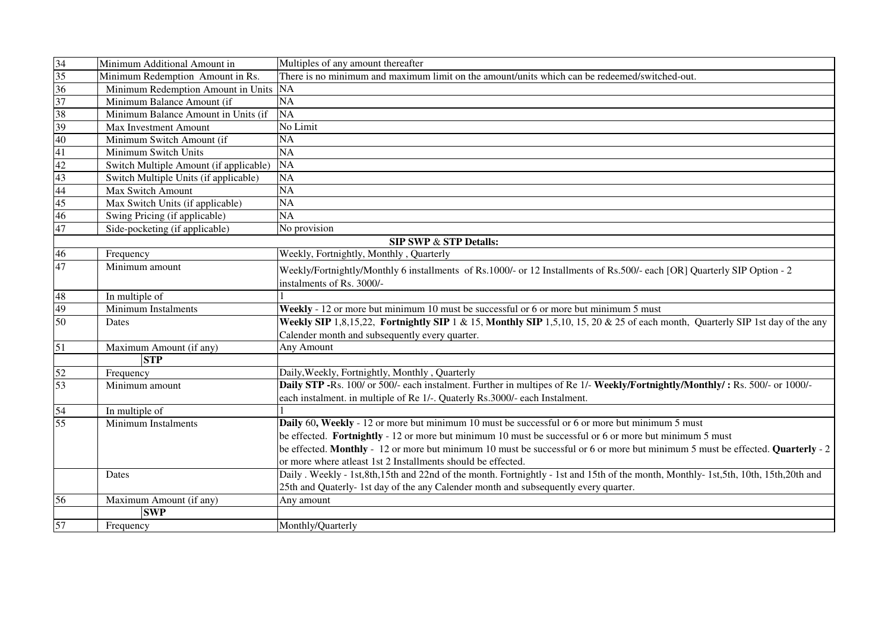| | | |
|---|---|---|
| 34 | Minimum Additional Amount in | Multiples of any amount thereafter |
| 35 | Minimum Redemption Amount in Rs. | There is no minimum and maximum limit on the amount/units which can be redeemed/switched-out. |
| 36 | Minimum Redemption Amount in Units | NA |
| 37 | Minimum Balance Amount (if | NA |
| 38 | Minimum Balance Amount in Units (if | NA |
| 39 | Max Investment Amount | No Limit |
| 40 | Minimum Switch Amount (if | NA |
| 41 | Minimum Switch Units | NA |
| 42 | Switch Multiple Amount (if applicable) | NA |
| 43 | Switch Multiple Units (if applicable) | NA |
| 44 | Max Switch Amount | NA |
| 45 | Max Switch Units (if applicable) | NA |
| 46 | Swing Pricing (if applicable) | NA |
| 47 | Side-pocketing (if applicable) | No provision |
| | | **SIP SWP & STP Detalls:** |
| 46 | Frequency | Weekly, Fortnightly, Monthly , Quarterly |
| 47 | Minimum amount | Weekly/Fortnightly/Monthly 6 installments of Rs.1000/- or 12 Installments of Rs.500/- each [OR] Quarterly SIP Option - 2 instalments of Rs. 3000/- |
| 48 | In multiple of | 1 |
| 49 | Minimum Instalments | **Weekly** - 12 or more but minimum 10 must be successful or 6 or more but minimum 5 must |
| 50 | Dates | **Weekly SIP** 1,8,15,22, **Fortnightly SIP** 1 & 15, **Monthly SIP** 1,5,10, 15, 20 & 25 of each month, Quarterly SIP 1st day of the any Calender month and subsequently every quarter. |
| 51 | Maximum Amount (if any) | Any Amount |
| | **STP** | |
| 52 | Frequency | Daily,Weekly, Fortnightly, Monthly , Quarterly |
| 53 | Minimum amount | **Daily STP -**Rs. 100/ or 500/- each instalment. Further in multipes of Re 1/- **Weekly/Fortnightly/Monthly/ :** Rs. 500/- or 1000/- each instalment. in multiple of Re 1/-. Quaterly Rs.3000/- each Instalment. |
| 54 | In multiple of | 1 |
| 55 | Minimum Instalments | **Daily** 60**, Weekly** - 12 or more but minimum 10 must be successful or 6 or more but minimum 5 must be effected. **Fortnightly** - 12 or more but minimum 10 must be successful or 6 or more but minimum 5 must be effected. **Monthly** - 12 or more but minimum 10 must be successful or 6 or more but minimum 5 must be effected. **Quarterly** - 2 or more where atleast 1st 2 Installments should be effected. |
| | Dates | Daily . Weekly - 1st,8th,15th and 22nd of the month. Fortnightly - 1st and 15th of the month, Monthly- 1st,5th, 10th, 15th,20th and 25th and Quaterly- 1st day of the any Calender month and subsequently every quarter. |
| 56 | Maximum Amount (if any) | Any amount |
| | **SWP** | |
| 57 | Frequency | Monthly/Quarterly |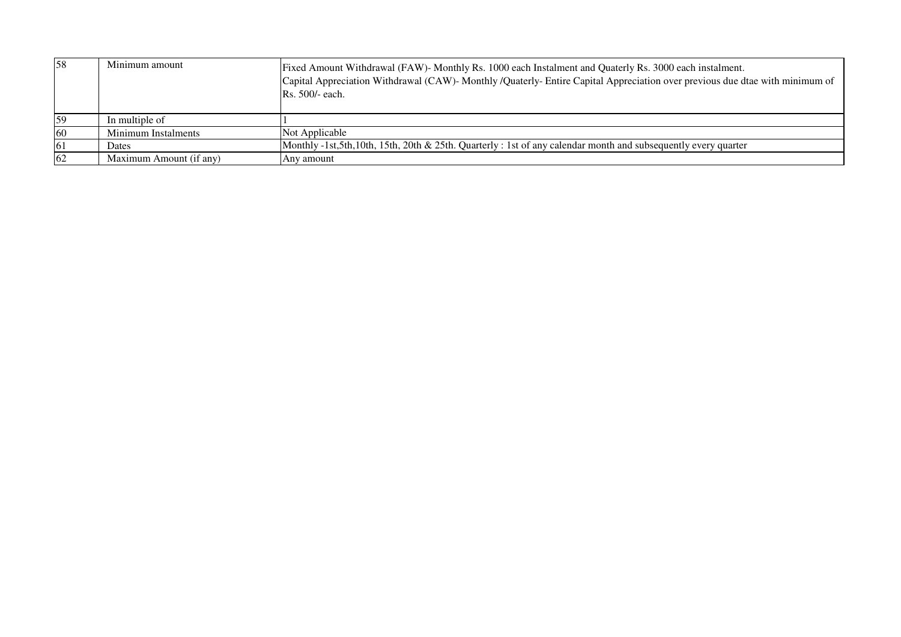| | | |
|---|---|---|
| 58 | Minimum amount | Fixed Amount Withdrawal (FAW)- Monthly Rs. 1000 each Instalment and Quaterly Rs. 3000 each instalment.<br>Capital Appreciation Withdrawal (CAW)- Monthly /Quaterly- Entire Capital Appreciation over previous due dtae with minimum of Rs. 500/- each. |
| 59 | In multiple of | 1 |
| 60 | Minimum Instalments | Not Applicable |
| 61 | Dates | Monthly -1st,5th,10th, 15th, 20th & 25th. Quarterly : 1st of any calendar month and subsequently every quarter |
| 62 | Maximum Amount (if any) | Any amount |